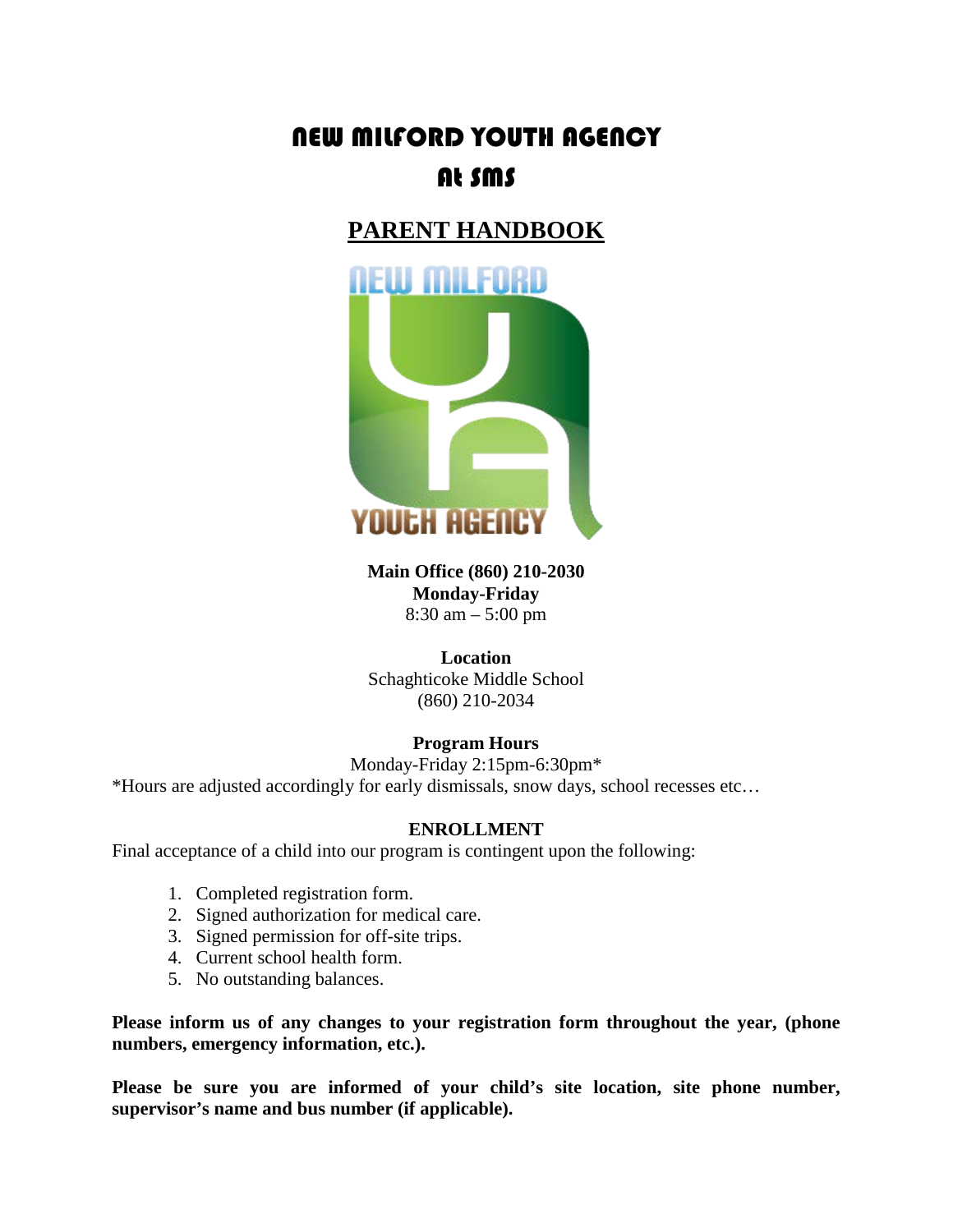# NEW MILFORD YOUTH AGENCY

# At SMS

## PARENT HANDBOOK

**Main Office (860) 210-2030**
**Monday-Friday**
8:30 am – 5:00 pm

**Location**
Schaghticoke Middle School
(860) 210-2034

**Program Hours**
Monday-Friday 2:15pm-6:30pm*
*Hours are adjusted accordingly for early dismissals, snow days, school recesses etc…

### ENROLLMENT

Final acceptance of a child into our program is contingent upon the following:

1. Completed registration form.
2. Signed authorization for medical care.
3. Signed permission for off-site trips.
4. Current school health form.
5. No outstanding balances.

**Please inform us of any changes to your registration form throughout the year, (phone numbers, emergency information, etc.).**

**Please be sure you are informed of your child's site location, site phone number, supervisor's name and bus number (if applicable).**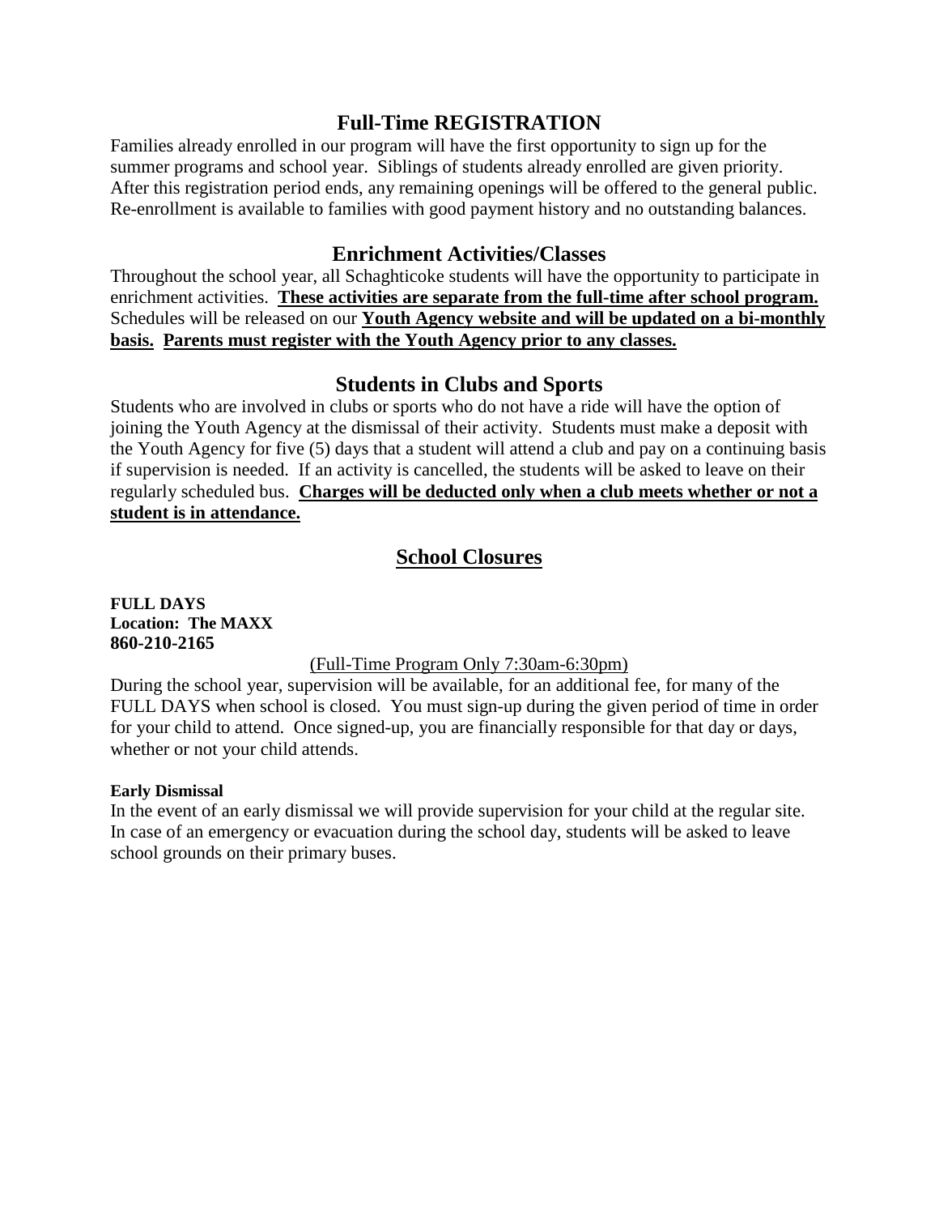## Full-Time REGISTRATION

Families already enrolled in our program will have the first opportunity to sign up for the summer programs and school year. Siblings of students already enrolled are given priority. After this registration period ends, any remaining openings will be offered to the general public. Re-enrollment is available to families with good payment history and no outstanding balances.

## Enrichment Activities/Classes

Throughout the school year, all Schaghticoke students will have the opportunity to participate in enrichment activities. **These activities are separate from the full-time after school program.** Schedules will be released on our **Youth Agency website and will be updated on a bi-monthly basis. Parents must register with the Youth Agency prior to any classes.**

## Students in Clubs and Sports

Students who are involved in clubs or sports who do not have a ride will have the option of joining the Youth Agency at the dismissal of their activity. Students must make a deposit with the Youth Agency for five (5) days that a student will attend a club and pay on a continuing basis if supervision is needed. If an activity is cancelled, the students will be asked to leave on their regularly scheduled bus. **Charges will be deducted only when a club meets whether or not a student is in attendance.**

## School Closures

**FULL DAYS**
**Location: The MAXX**
**860-210-2165**

(Full-Time Program Only 7:30am-6:30pm)

During the school year, supervision will be available, for an additional fee, for many of the FULL DAYS when school is closed. You must sign-up during the given period of time in order for your child to attend. Once signed-up, you are financially responsible for that day or days, whether or not your child attends.

**Early Dismissal**

In the event of an early dismissal we will provide supervision for your child at the regular site. In case of an emergency or evacuation during the school day, students will be asked to leave school grounds on their primary buses.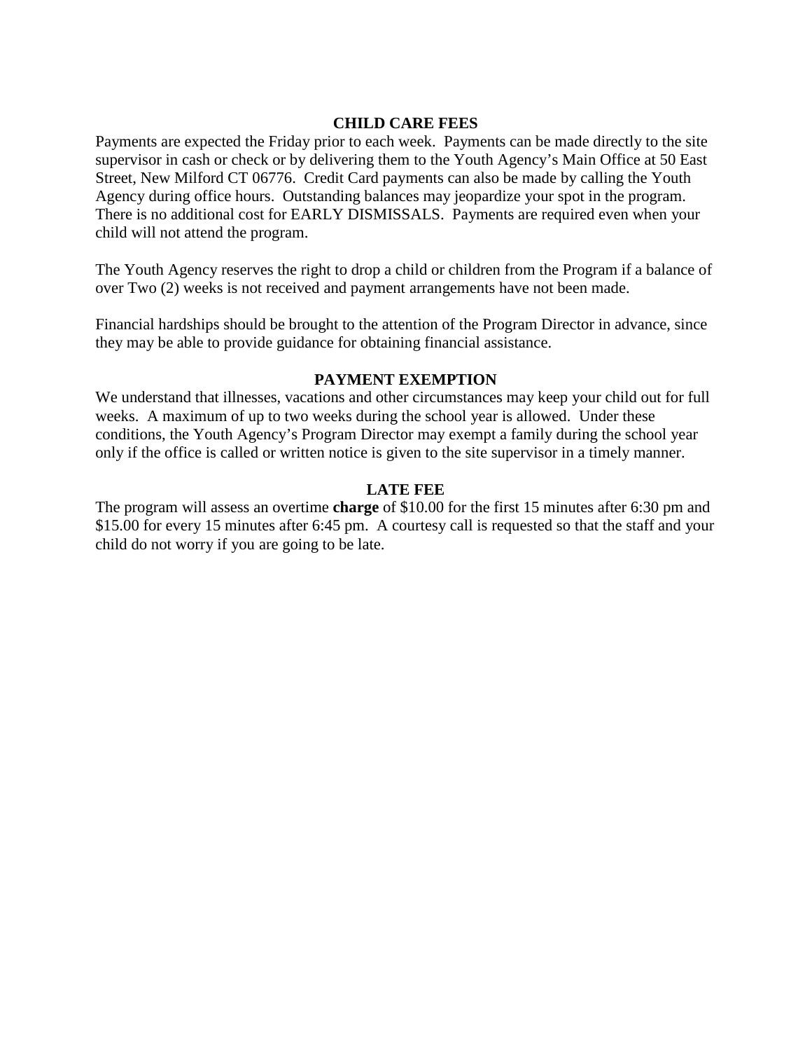## CHILD CARE FEES

Payments are expected the Friday prior to each week. Payments can be made directly to the site supervisor in cash or check or by delivering them to the Youth Agency's Main Office at 50 East Street, New Milford CT 06776. Credit Card payments can also be made by calling the Youth Agency during office hours. Outstanding balances may jeopardize your spot in the program. There is no additional cost for EARLY DISMISSALS. Payments are required even when your child will not attend the program.

The Youth Agency reserves the right to drop a child or children from the Program if a balance of over Two (2) weeks is not received and payment arrangements have not been made.

Financial hardships should be brought to the attention of the Program Director in advance, since they may be able to provide guidance for obtaining financial assistance.

## PAYMENT EXEMPTION

We understand that illnesses, vacations and other circumstances may keep your child out for full weeks. A maximum of up to two weeks during the school year is allowed. Under these conditions, the Youth Agency's Program Director may exempt a family during the school year only if the office is called or written notice is given to the site supervisor in a timely manner.

## LATE FEE

The program will assess an overtime **charge** of $10.00 for the first 15 minutes after 6:30 pm and $15.00 for every 15 minutes after 6:45 pm. A courtesy call is requested so that the staff and your child do not worry if you are going to be late.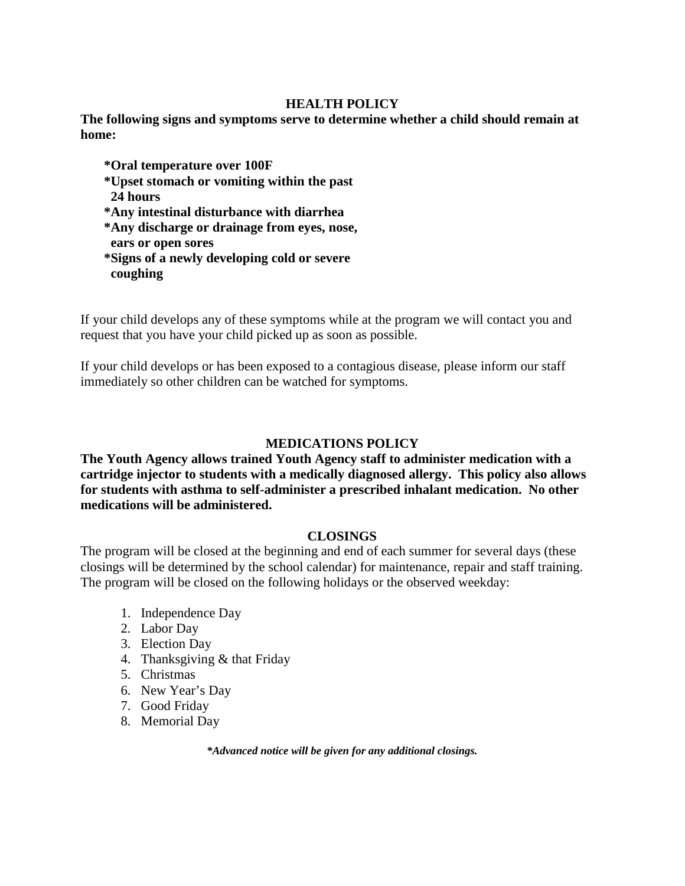## HEALTH POLICY

**The following signs and symptoms serve to determine whether a child should remain at home:**

- **\*Oral temperature over 100F**
- **\*Upset stomach or vomiting within the past 24 hours**
- **\*Any intestinal disturbance with diarrhea**
- **\*Any discharge or drainage from eyes, nose, ears or open sores**
- **\*Signs of a newly developing cold or severe coughing**

If your child develops any of these symptoms while at the program we will contact you and request that you have your child picked up as soon as possible.

If your child develops or has been exposed to a contagious disease, please inform our staff immediately so other children can be watched for symptoms.

## MEDICATIONS POLICY

**The Youth Agency allows trained Youth Agency staff to administer medication with a cartridge injector to students with a medically diagnosed allergy. This policy also allows for students with asthma to self-administer a prescribed inhalant medication. No other medications will be administered.**

## CLOSINGS

The program will be closed at the beginning and end of each summer for several days (these closings will be determined by the school calendar) for maintenance, repair and staff training. The program will be closed on the following holidays or the observed weekday:

1. Independence Day
2. Labor Day
3. Election Day
4. Thanksgiving & that Friday
5. Christmas
6. New Year's Day
7. Good Friday
8. Memorial Day

***\*Advanced notice will be given for any additional closings.***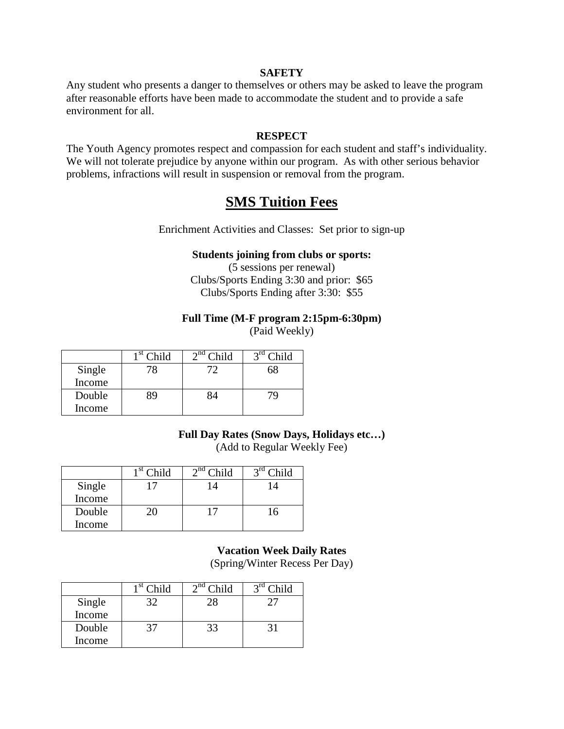**SAFETY**

Any student who presents a danger to themselves or others may be asked to leave the program after reasonable efforts have been made to accommodate the student and to provide a safe environment for all.

**RESPECT**

The Youth Agency promotes respect and compassion for each student and staff's individuality. We will not tolerate prejudice by anyone within our program. As with other serious behavior problems, infractions will result in suspension or removal from the program.

# SMS Tuition Fees

Enrichment Activities and Classes: Set prior to sign-up

**Students joining from clubs or sports:**

(5 sessions per renewal)
Clubs/Sports Ending 3:30 and prior: $65
Clubs/Sports Ending after 3:30: $55

**Full Time (M-F program 2:15pm-6:30pm)**

(Paid Weekly)

| | 1st Child | 2nd Child | 3rd Child |
|---|---|---|---|
| Single Income | 78 | 72 | 68 |
| Double Income | 89 | 84 | 79 |

**Full Day Rates (Snow Days, Holidays etc…)**

(Add to Regular Weekly Fee)

| | 1st Child | 2nd Child | 3rd Child |
|---|---|---|---|
| Single Income | 17 | 14 | 14 |
| Double Income | 20 | 17 | 16 |

**Vacation Week Daily Rates**

(Spring/Winter Recess Per Day)

| | 1st Child | 2nd Child | 3rd Child |
|---|---|---|---|
| Single Income | 32 | 28 | 27 |
| Double Income | 37 | 33 | 31 |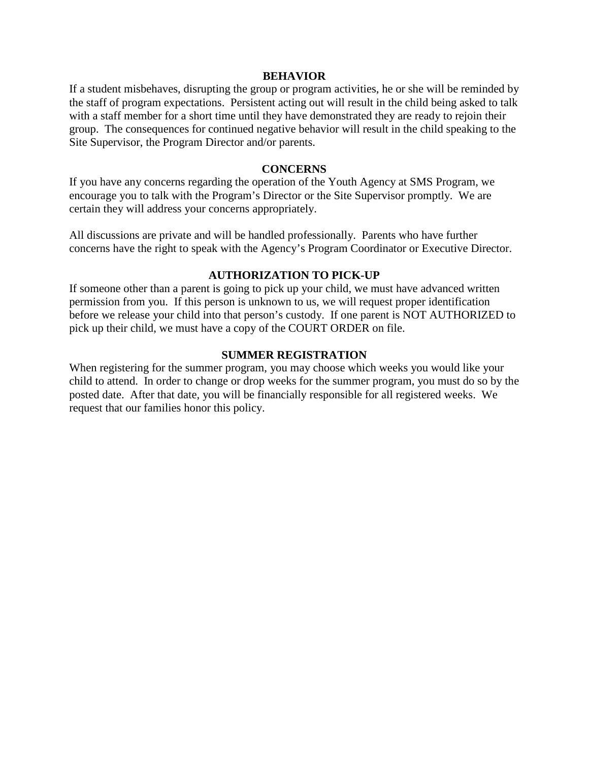## BEHAVIOR

If a student misbehaves, disrupting the group or program activities, he or she will be reminded by the staff of program expectations. Persistent acting out will result in the child being asked to talk with a staff member for a short time until they have demonstrated they are ready to rejoin their group. The consequences for continued negative behavior will result in the child speaking to the Site Supervisor, the Program Director and/or parents.

## CONCERNS

If you have any concerns regarding the operation of the Youth Agency at SMS Program, we encourage you to talk with the Program's Director or the Site Supervisor promptly. We are certain they will address your concerns appropriately.

All discussions are private and will be handled professionally. Parents who have further concerns have the right to speak with the Agency's Program Coordinator or Executive Director.

## AUTHORIZATION TO PICK-UP

If someone other than a parent is going to pick up your child, we must have advanced written permission from you. If this person is unknown to us, we will request proper identification before we release your child into that person's custody. If one parent is NOT AUTHORIZED to pick up their child, we must have a copy of the COURT ORDER on file.

## SUMMER REGISTRATION

When registering for the summer program, you may choose which weeks you would like your child to attend. In order to change or drop weeks for the summer program, you must do so by the posted date. After that date, you will be financially responsible for all registered weeks. We request that our families honor this policy.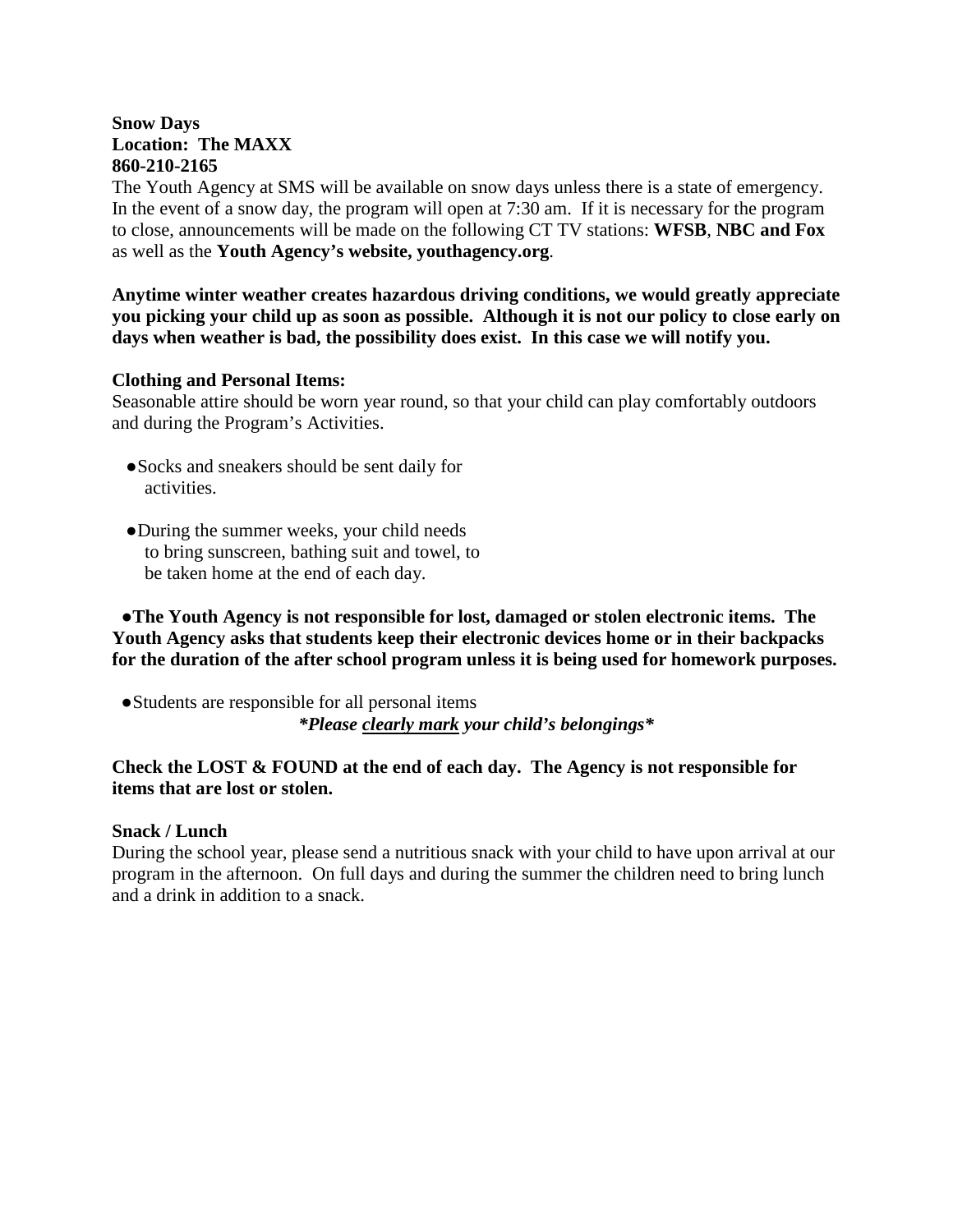**Snow Days**
**Location: The MAXX**
**860-210-2165**

The Youth Agency at SMS will be available on snow days unless there is a state of emergency. In the event of a snow day, the program will open at 7:30 am. If it is necessary for the program to close, announcements will be made on the following CT TV stations: **WFSB**, **NBC and Fox** as well as the **Youth Agency's website, youthagency.org**.

**Anytime winter weather creates hazardous driving conditions, we would greatly appreciate you picking your child up as soon as possible. Although it is not our policy to close early on days when weather is bad, the possibility does exist. In this case we will notify you.**

**Clothing and Personal Items:**

Seasonable attire should be worn year round, so that your child can play comfortably outdoors and during the Program's Activities.

- Socks and sneakers should be sent daily for activities.

- During the summer weeks, your child needs to bring sunscreen, bathing suit and towel, to be taken home at the end of each day.

- **The Youth Agency is not responsible for lost, damaged or stolen electronic items. The Youth Agency asks that students keep their electronic devices home or in their backpacks for the duration of the after school program unless it is being used for homework purposes.**

- Students are responsible for all personal items

***Please <u>clearly mark</u> your child's belongings***

**Check the LOST & FOUND at the end of each day. The Agency is not responsible for items that are lost or stolen.**

**Snack / Lunch**

During the school year, please send a nutritious snack with your child to have upon arrival at our program in the afternoon. On full days and during the summer the children need to bring lunch and a drink in addition to a snack.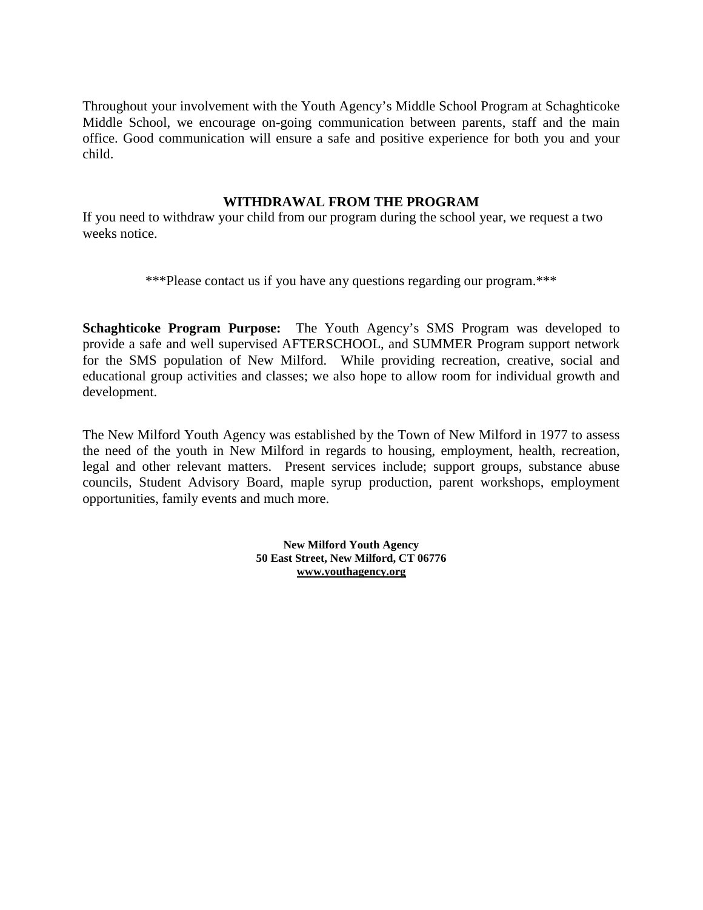Throughout your involvement with the Youth Agency's Middle School Program at Schaghticoke Middle School, we encourage on-going communication between parents, staff and the main office. Good communication will ensure a safe and positive experience for both you and your child.

## WITHDRAWAL FROM THE PROGRAM

If you need to withdraw your child from our program during the school year, we request a two weeks notice.

***Please contact us if you have any questions regarding our program.***

**Schaghticoke Program Purpose:** The Youth Agency's SMS Program was developed to provide a safe and well supervised AFTERSCHOOL, and SUMMER Program support network for the SMS population of New Milford. While providing recreation, creative, social and educational group activities and classes; we also hope to allow room for individual growth and development.

The New Milford Youth Agency was established by the Town of New Milford in 1977 to assess the need of the youth in New Milford in regards to housing, employment, health, recreation, legal and other relevant matters. Present services include; support groups, substance abuse councils, Student Advisory Board, maple syrup production, parent workshops, employment opportunities, family events and much more.

**New Milford Youth Agency**
**50 East Street, New Milford, CT 06776**
**www.youthagency.org**